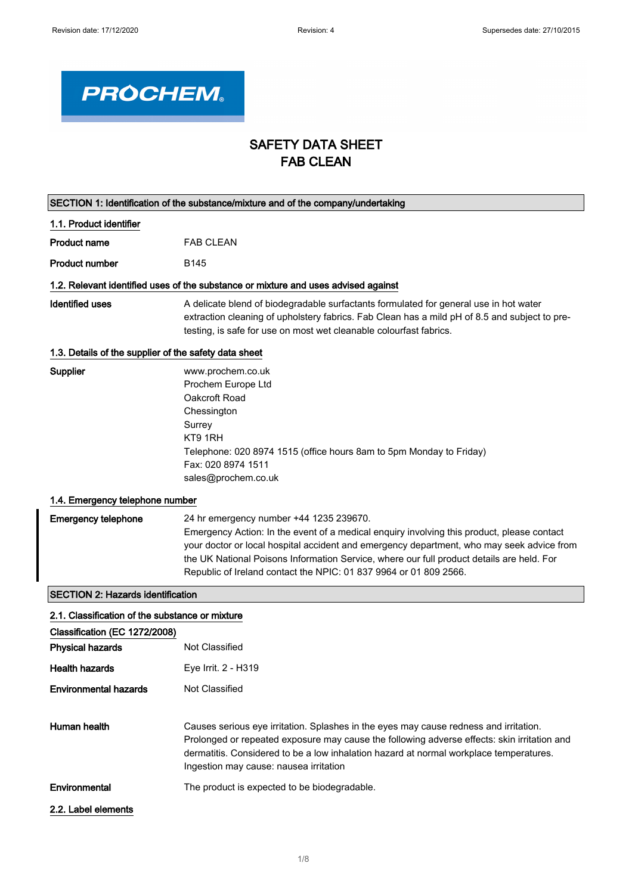# SAFETY DATA SHEET
# FAB CLEAN

## SECTION 1: Identification of the substance/mixture and of the company/undertaking

### 1.1. Product identifier

**Product name** FAB CLEAN

**Product number** B145

### 1.2. Relevant identified uses of the substance or mixture and uses advised against

**Identified uses** A delicate blend of biodegradable surfactants formulated for general use in hot water extraction cleaning of upholstery fabrics. Fab Clean has a mild pH of 8.5 and subject to pre-testing, is safe for use on most wet cleanable colourfast fabrics.

### 1.3. Details of the supplier of the safety data sheet

**Supplier**
www.prochem.co.uk
Prochem Europe Ltd
Oakcroft Road
Chessington
Surrey
KT9 1RH
Telephone: 020 8974 1515 (office hours 8am to 5pm Monday to Friday)
Fax: 020 8974 1511
sales@prochem.co.uk

### 1.4. Emergency telephone number

**Emergency telephone** 24 hr emergency number +44 1235 239670.
Emergency Action: In the event of a medical enquiry involving this product, please contact your doctor or local hospital accident and emergency department, who may seek advice from the UK National Poisons Information Service, where our full product details are held. For Republic of Ireland contact the NPIC: 01 837 9964 or 01 809 2566.

## SECTION 2: Hazards identification

### 2.1. Classification of the substance or mixture

**Classification (EC 1272/2008)**

**Physical hazards** Not Classified

**Health hazards** Eye Irrit. 2 - H319

**Environmental hazards** Not Classified

**Human health** Causes serious eye irritation. Splashes in the eyes may cause redness and irritation. Prolonged or repeated exposure may cause the following adverse effects: skin irritation and dermatitis. Considered to be a low inhalation hazard at normal workplace temperatures. Ingestion may cause: nausea irritation

**Environmental** The product is expected to be biodegradable.

### 2.2. Label elements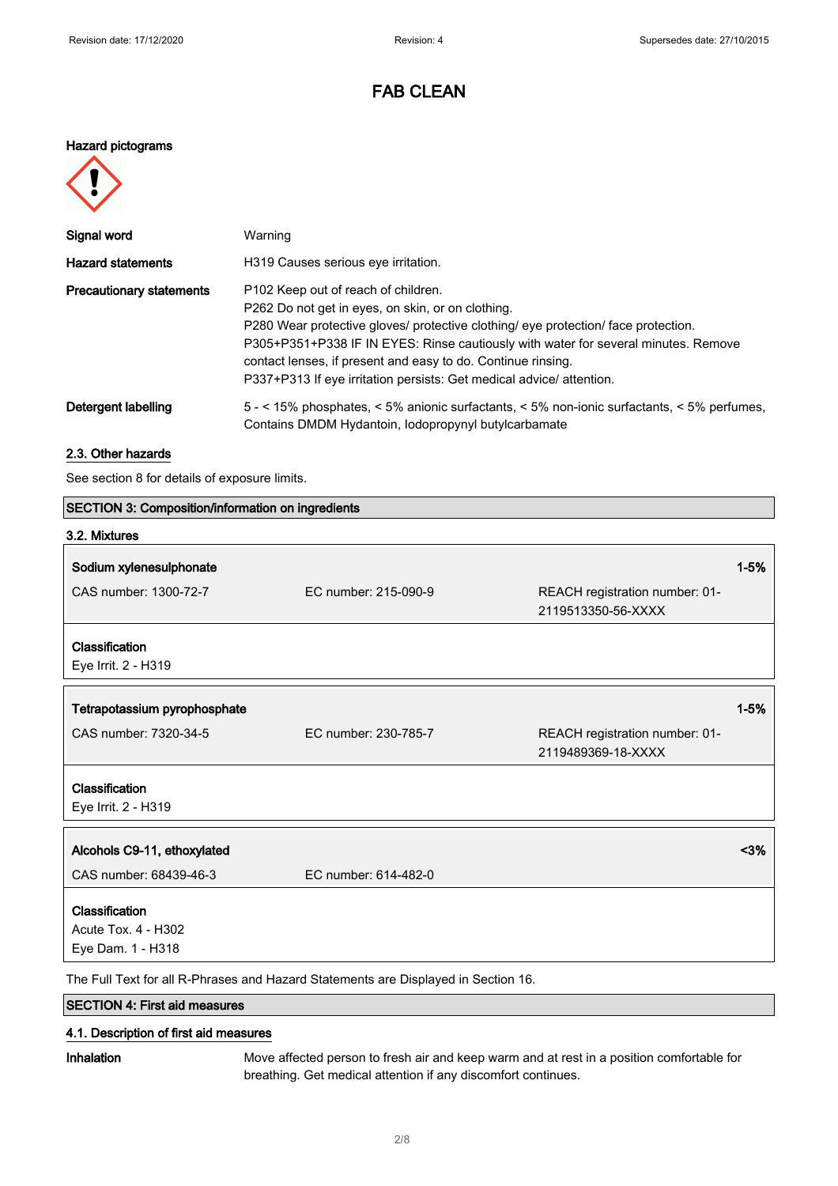# FAB CLEAN

**Hazard pictograms**

| | |
|---|---|
| **Signal word** | Warning |
| **Hazard statements** | H319 Causes serious eye irritation. |
| **Precautionary statements** | P102 Keep out of reach of children.<br>P262 Do not get in eyes, on skin, or on clothing.<br>P280 Wear protective gloves/ protective clothing/ eye protection/ face protection.<br>P305+P351+P338 IF IN EYES: Rinse cautiously with water for several minutes. Remove contact lenses, if present and easy to do. Continue rinsing.<br>P337+P313 If eye irritation persists: Get medical advice/ attention. |
| **Detergent labelling** | 5 - < 15% phosphates, < 5% anionic surfactants, < 5% non-ionic surfactants, < 5% perfumes, Contains DMDM Hydantoin, Iodopropynyl butylcarbamate |

## 2.3. Other hazards

See section 8 for details of exposure limits.

## SECTION 3: Composition/information on ingredients

### 3.2. Mixtures

| **Sodium xylenesulphonate** | | **1-5%** |
|---|---|---|
| CAS number: 1300-72-7 | EC number: 215-090-9 | REACH registration number: 01-2119513350-56-XXXX |

**Classification**
Eye Irrit. 2 - H319

| **Tetrapotassium pyrophosphate** | | **1-5%** |
|---|---|---|
| CAS number: 7320-34-5 | EC number: 230-785-7 | REACH registration number: 01-2119489369-18-XXXX |

**Classification**
Eye Irrit. 2 - H319

| **Alcohols C9-11, ethoxylated** | | **<3%** |
|---|---|---|
| CAS number: 68439-46-3 | EC number: 614-482-0 | |

**Classification**
Acute Tox. 4 - H302
Eye Dam. 1 - H318

The Full Text for all R-Phrases and Hazard Statements are Displayed in Section 16.

## SECTION 4: First aid measures

### 4.1. Description of first aid measures

**Inhalation** Move affected person to fresh air and keep warm and at rest in a position comfortable for breathing. Get medical attention if any discomfort continues.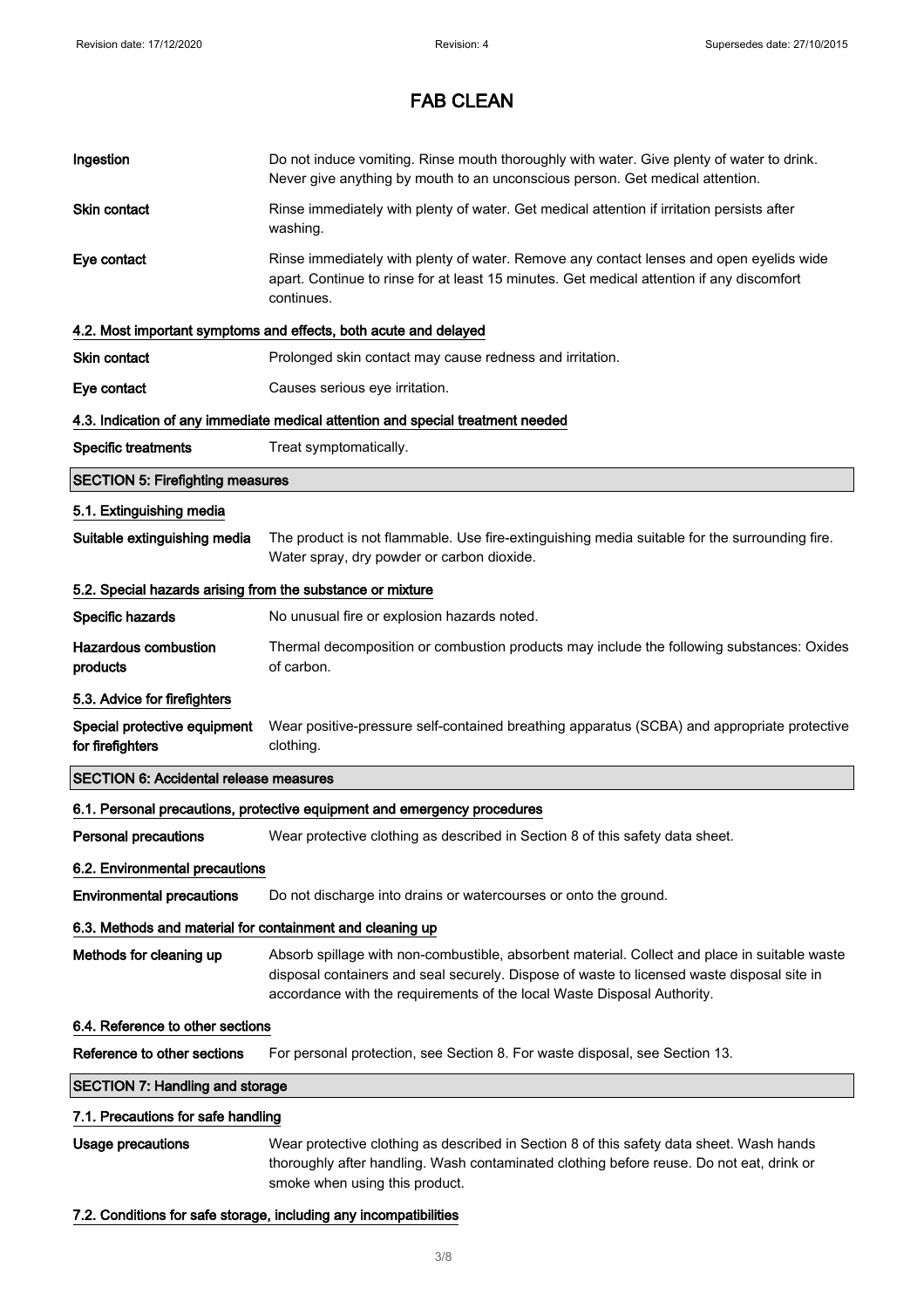# FAB CLEAN

| | |
|---|---|
| **Ingestion** | Do not induce vomiting. Rinse mouth thoroughly with water. Give plenty of water to drink. Never give anything by mouth to an unconscious person. Get medical attention. |
| **Skin contact** | Rinse immediately with plenty of water. Get medical attention if irritation persists after washing. |
| **Eye contact** | Rinse immediately with plenty of water. Remove any contact lenses and open eyelids wide apart. Continue to rinse for at least 15 minutes. Get medical attention if any discomfort continues. |

### 4.2. Most important symptoms and effects, both acute and delayed

| | |
|---|---|
| **Skin contact** | Prolonged skin contact may cause redness and irritation. |
| **Eye contact** | Causes serious eye irritation. |

### 4.3. Indication of any immediate medical attention and special treatment needed

| | |
|---|---|
| **Specific treatments** | Treat symptomatically. |

## SECTION 5: Firefighting measures

### 5.1. Extinguishing media

| | |
|---|---|
| **Suitable extinguishing media** | The product is not flammable. Use fire-extinguishing media suitable for the surrounding fire. Water spray, dry powder or carbon dioxide. |

### 5.2. Special hazards arising from the substance or mixture

| | |
|---|---|
| **Specific hazards** | No unusual fire or explosion hazards noted. |
| **Hazardous combustion products** | Thermal decomposition or combustion products may include the following substances: Oxides of carbon. |

### 5.3. Advice for firefighters

| | |
|---|---|
| **Special protective equipment for firefighters** | Wear positive-pressure self-contained breathing apparatus (SCBA) and appropriate protective clothing. |

## SECTION 6: Accidental release measures

### 6.1. Personal precautions, protective equipment and emergency procedures

| | |
|---|---|
| **Personal precautions** | Wear protective clothing as described in Section 8 of this safety data sheet. |

### 6.2. Environmental precautions

| | |
|---|---|
| **Environmental precautions** | Do not discharge into drains or watercourses or onto the ground. |

### 6.3. Methods and material for containment and cleaning up

| | |
|---|---|
| **Methods for cleaning up** | Absorb spillage with non-combustible, absorbent material. Collect and place in suitable waste disposal containers and seal securely. Dispose of waste to licensed waste disposal site in accordance with the requirements of the local Waste Disposal Authority. |

### 6.4. Reference to other sections

| | |
|---|---|
| **Reference to other sections** | For personal protection, see Section 8. For waste disposal, see Section 13. |

## SECTION 7: Handling and storage

### 7.1. Precautions for safe handling

| | |
|---|---|
| **Usage precautions** | Wear protective clothing as described in Section 8 of this safety data sheet. Wash hands thoroughly after handling. Wash contaminated clothing before reuse. Do not eat, drink or smoke when using this product. |

### 7.2. Conditions for safe storage, including any incompatibilities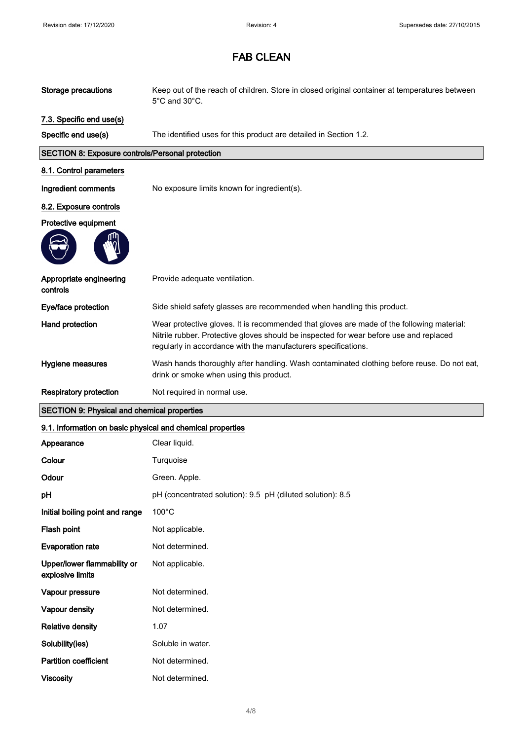# FAB CLEAN

| | |
|---|---|
| **Storage precautions** | Keep out of the reach of children. Store in closed original container at temperatures between 5°C and 30°C. |

**7.3. Specific end use(s)**

| | |
|---|---|
| **Specific end use(s)** | The identified uses for this product are detailed in Section 1.2. |

## SECTION 8: Exposure controls/Personal protection

**8.1. Control parameters**

| | |
|---|---|
| **Ingredient comments** | No exposure limits known for ingredient(s). |

**8.2. Exposure controls**

**Protective equipment**

| | |
|---|---|
| **Appropriate engineering controls** | Provide adequate ventilation. |
| **Eye/face protection** | Side shield safety glasses are recommended when handling this product. |
| **Hand protection** | Wear protective gloves. It is recommended that gloves are made of the following material: Nitrile rubber. Protective gloves should be inspected for wear before use and replaced regularly in accordance with the manufacturers specifications. |
| **Hygiene measures** | Wash hands thoroughly after handling. Wash contaminated clothing before reuse. Do not eat, drink or smoke when using this product. |
| **Respiratory protection** | Not required in normal use. |

## SECTION 9: Physical and chemical properties

**9.1. Information on basic physical and chemical properties**

| | |
|---|---|
| **Appearance** | Clear liquid. |
| **Colour** | Turquoise |
| **Odour** | Green. Apple. |
| **pH** | pH (concentrated solution): 9.5 pH (diluted solution): 8.5 |
| **Initial boiling point and range** | 100°C |
| **Flash point** | Not applicable. |
| **Evaporation rate** | Not determined. |
| **Upper/lower flammability or explosive limits** | Not applicable. |
| **Vapour pressure** | Not determined. |
| **Vapour density** | Not determined. |
| **Relative density** | 1.07 |
| **Solubility(ies)** | Soluble in water. |
| **Partition coefficient** | Not determined. |
| **Viscosity** | Not determined. |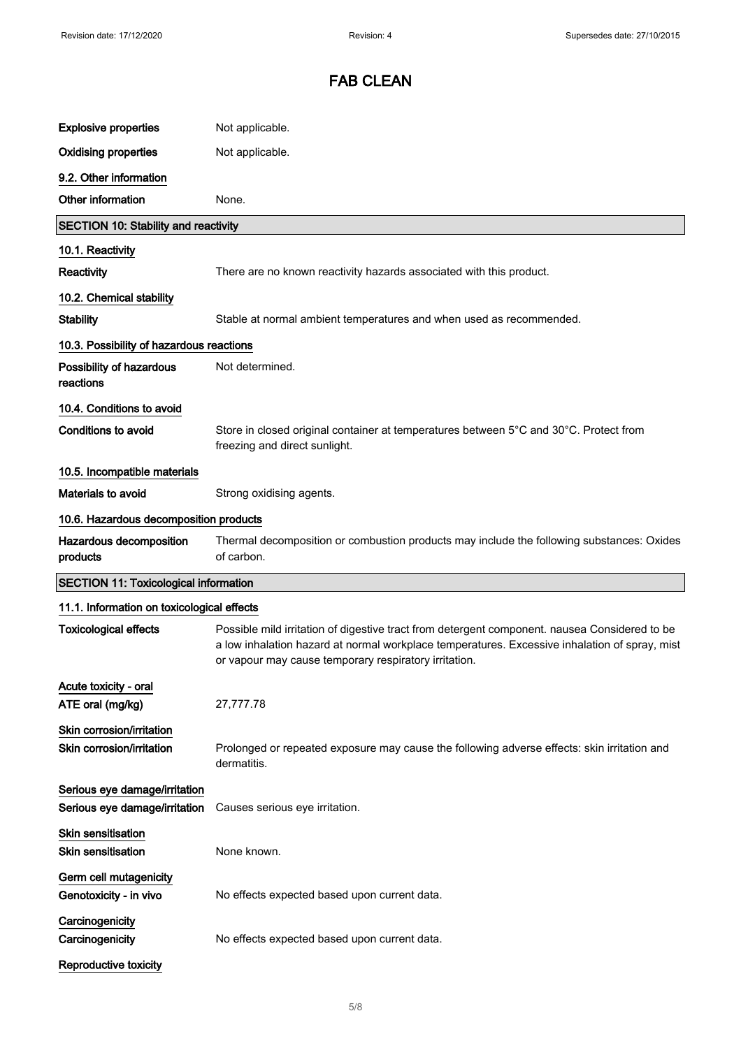# FAB CLEAN

| | |
|---|---|
| **Explosive properties** | Not applicable. |
| **Oxidising properties** | Not applicable. |

**9.2. Other information**

| | |
|---|---|
| **Other information** | None. |

## SECTION 10: Stability and reactivity

**10.1. Reactivity**

| | |
|---|---|
| **Reactivity** | There are no known reactivity hazards associated with this product. |

**10.2. Chemical stability**

| | |
|---|---|
| **Stability** | Stable at normal ambient temperatures and when used as recommended. |

**10.3. Possibility of hazardous reactions**

| | |
|---|---|
| **Possibility of hazardous reactions** | Not determined. |

**10.4. Conditions to avoid**

| | |
|---|---|
| **Conditions to avoid** | Store in closed original container at temperatures between 5°C and 30°C. Protect from freezing and direct sunlight. |

**10.5. Incompatible materials**

| | |
|---|---|
| **Materials to avoid** | Strong oxidising agents. |

**10.6. Hazardous decomposition products**

| | |
|---|---|
| **Hazardous decomposition products** | Thermal decomposition or combustion products may include the following substances: Oxides of carbon. |

## SECTION 11: Toxicological information

**11.1. Information on toxicological effects**

| | |
|---|---|
| **Toxicological effects** | Possible mild irritation of digestive tract from detergent component. nausea Considered to be a low inhalation hazard at normal workplace temperatures. Excessive inhalation of spray, mist or vapour may cause temporary respiratory irritation. |

**Acute toxicity - oral**

| | |
|---|---|
| **ATE oral (mg/kg)** | 27,777.78 |

**Skin corrosion/irritation**

| | |
|---|---|
| **Skin corrosion/irritation** | Prolonged or repeated exposure may cause the following adverse effects: skin irritation and dermatitis. |

**Serious eye damage/irritation**

| | |
|---|---|
| **Serious eye damage/irritation** | Causes serious eye irritation. |

**Skin sensitisation**

| | |
|---|---|
| **Skin sensitisation** | None known. |

**Germ cell mutagenicity**

| | |
|---|---|
| **Genotoxicity - in vivo** | No effects expected based upon current data. |

**Carcinogenicity**

| | |
|---|---|
| **Carcinogenicity** | No effects expected based upon current data. |

**Reproductive toxicity**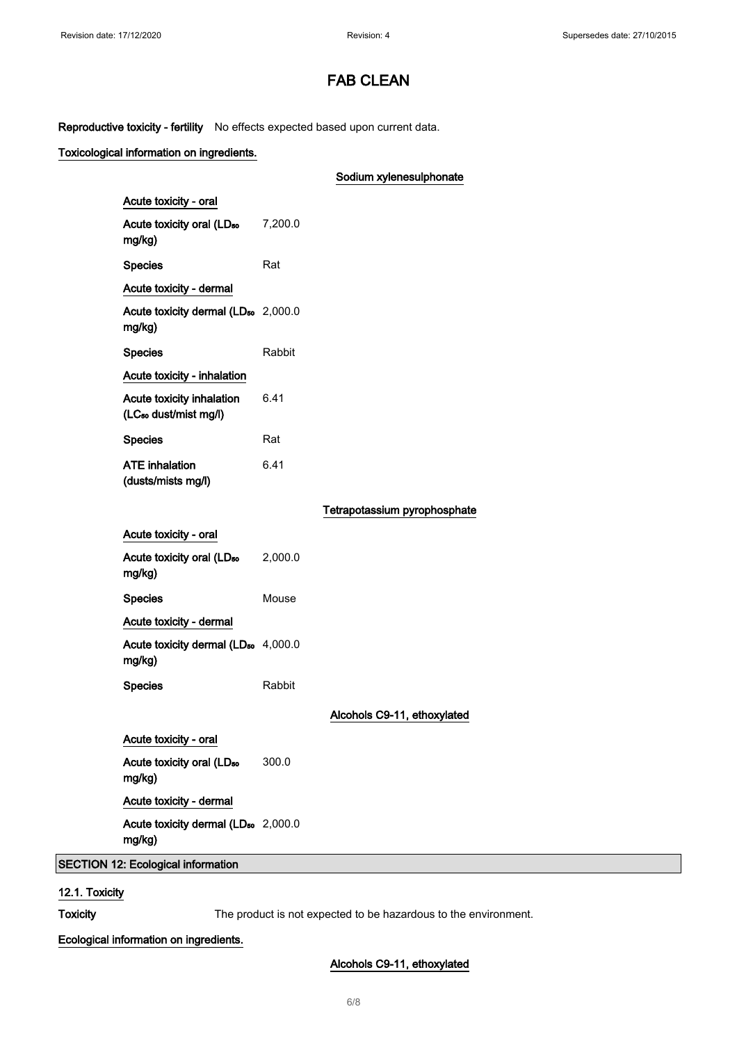# FAB CLEAN

**Reproductive toxicity - fertility** No effects expected based upon current data.

**Toxicological information on ingredients.**

**Sodium xylenesulphonate**

**Acute toxicity - oral**

| | |
|---|---|
| **Acute toxicity oral ($LD_{50}$ mg/kg)** | 7,200.0 |
| **Species** | Rat |

**Acute toxicity - dermal**

| | |
|---|---|
| **Acute toxicity dermal ($LD_{50}$ mg/kg)** | 2,000.0 |
| **Species** | Rabbit |

**Acute toxicity - inhalation**

| | |
|---|---|
| **Acute toxicity inhalation ($LC_{50}$ dust/mist mg/l)** | 6.41 |
| **Species** | Rat |
| **ATE inhalation (dusts/mists mg/l)** | 6.41 |

**Tetrapotassium pyrophosphate**

**Acute toxicity - oral**

| | |
|---|---|
| **Acute toxicity oral ($LD_{50}$ mg/kg)** | 2,000.0 |
| **Species** | Mouse |

**Acute toxicity - dermal**

| | |
|---|---|
| **Acute toxicity dermal ($LD_{50}$ mg/kg)** | 4,000.0 |
| **Species** | Rabbit |

**Alcohols C9-11, ethoxylated**

**Acute toxicity - oral**

| | |
|---|---|
| **Acute toxicity oral ($LD_{50}$ mg/kg)** | 300.0 |

**Acute toxicity - dermal**

| | |
|---|---|
| **Acute toxicity dermal ($LD_{50}$ mg/kg)** | 2,000.0 |

## SECTION 12: Ecological information

### 12.1. Toxicity

**Toxicity** The product is not expected to be hazardous to the environment.

**Ecological information on ingredients.**

**Alcohols C9-11, ethoxylated**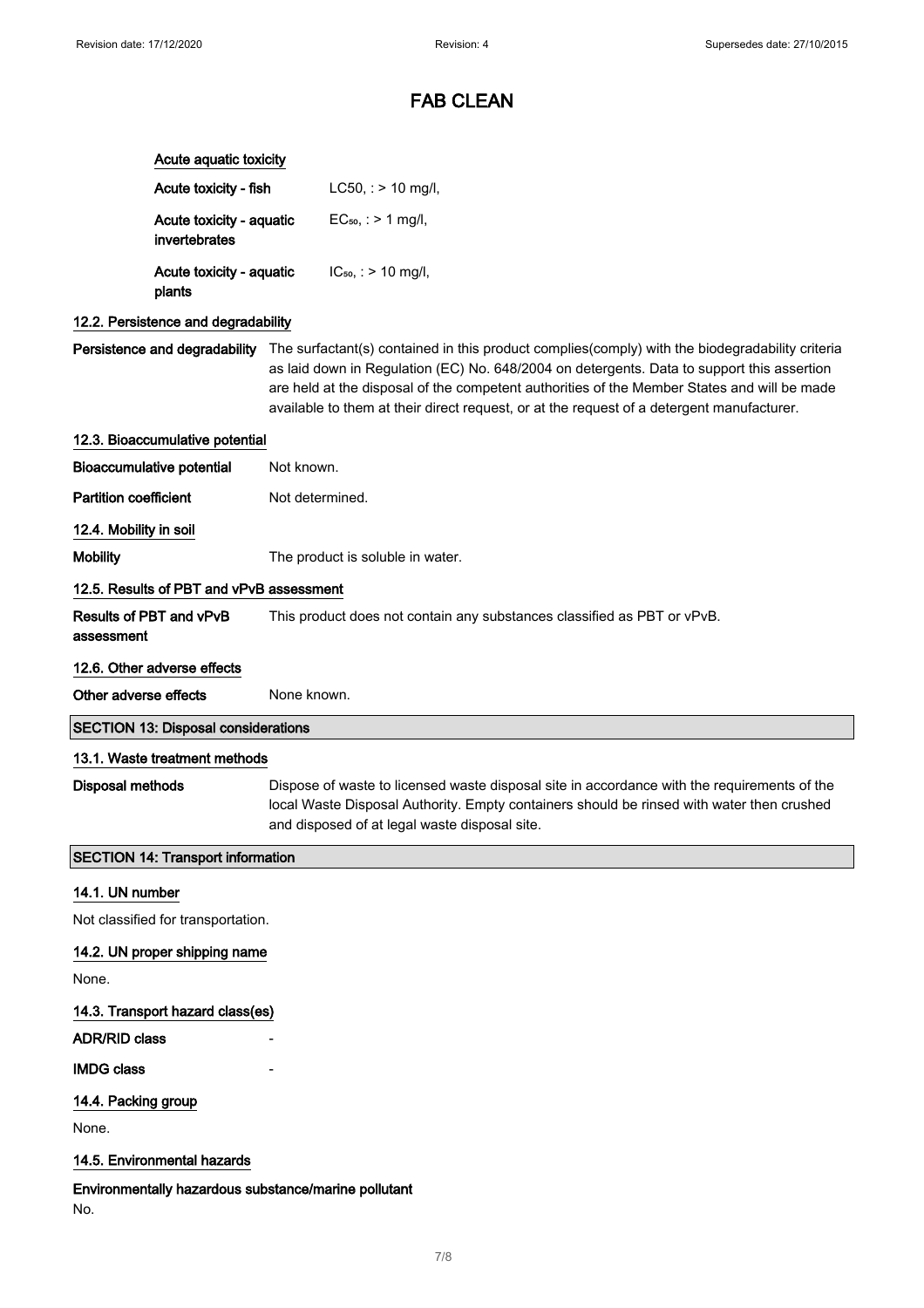# FAB CLEAN

**Acute aquatic toxicity**

| | |
|---|---|
| **Acute toxicity - fish** | LC50, : > 10 mg/l, |
| **Acute toxicity - aquatic invertebrates** | $EC_{50}$, : > 1 mg/l, |
| **Acute toxicity - aquatic plants** | $IC_{50}$, : > 10 mg/l, |

### 12.2. Persistence and degradability

**Persistence and degradability** The surfactant(s) contained in this product complies(comply) with the biodegradability criteria as laid down in Regulation (EC) No. 648/2004 on detergents. Data to support this assertion are held at the disposal of the competent authorities of the Member States and will be made available to them at their direct request, or at the request of a detergent manufacturer.

### 12.3. Bioaccumulative potential

**Bioaccumulative potential** Not known.

**Partition coefficient** Not determined.

### 12.4. Mobility in soil

**Mobility** The product is soluble in water.

### 12.5. Results of PBT and vPvB assessment

**Results of PBT and vPvB assessment** This product does not contain any substances classified as PBT or vPvB.

### 12.6. Other adverse effects

**Other adverse effects** None known.

## SECTION 13: Disposal considerations

### 13.1. Waste treatment methods

**Disposal methods** Dispose of waste to licensed waste disposal site in accordance with the requirements of the local Waste Disposal Authority. Empty containers should be rinsed with water then crushed and disposed of at legal waste disposal site.

## SECTION 14: Transport information

### 14.1. UN number

Not classified for transportation.

### 14.2. UN proper shipping name

None.

### 14.3. Transport hazard class(es)

**ADR/RID class** -

**IMDG class** -

### 14.4. Packing group

None.

### 14.5. Environmental hazards

**Environmentally hazardous substance/marine pollutant**

No.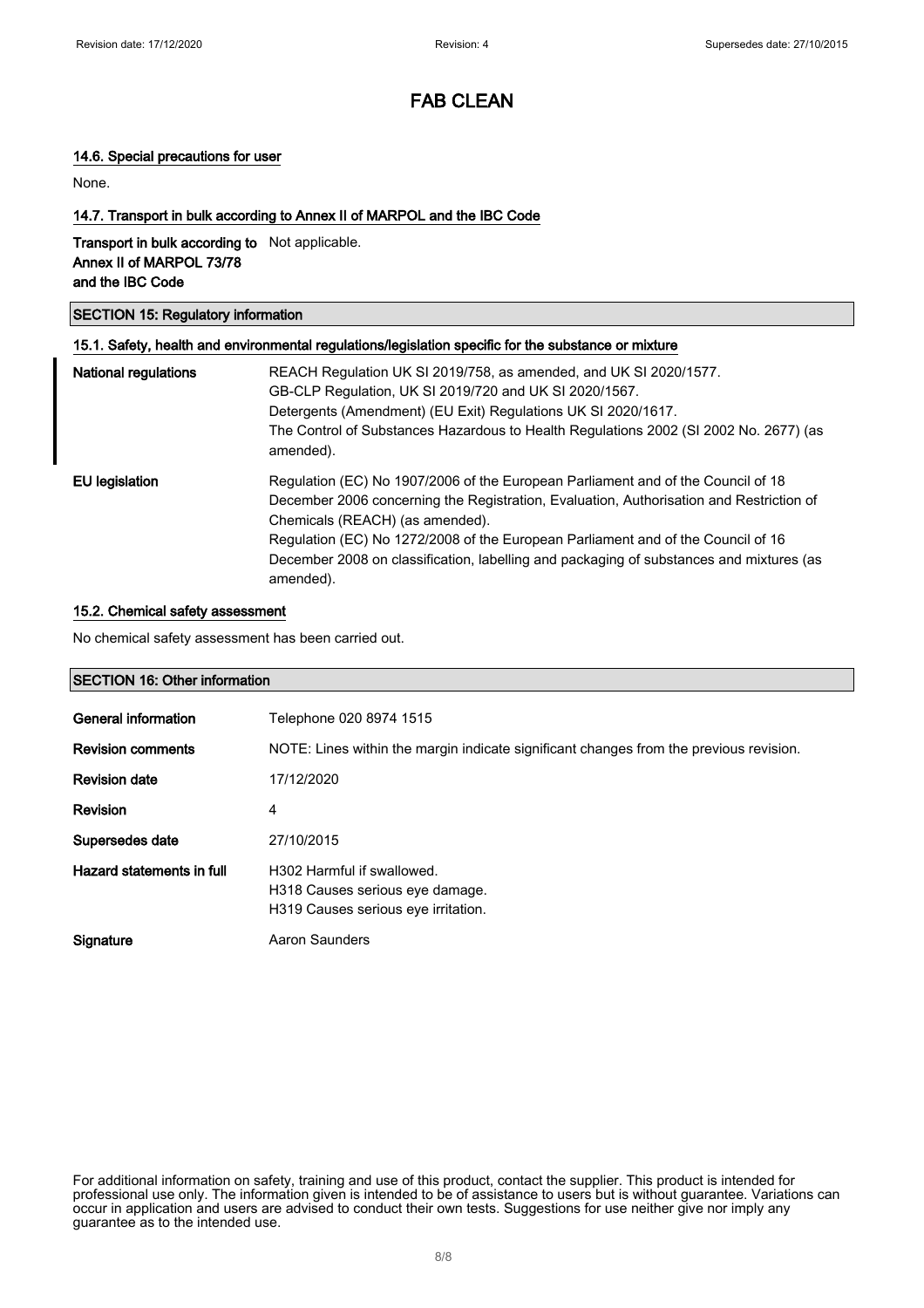#### 14.6. Special precautions for user

None.

#### 14.7. Transport in bulk according to Annex II of MARPOL and the IBC Code

| | |
|---|---|
| **Transport in bulk according to Annex II of MARPOL 73/78 and the IBC Code** | Not applicable. |

## SECTION 15: Regulatory information

#### 15.1. Safety, health and environmental regulations/legislation specific for the substance or mixture

| | |
|---|---|
| **National regulations** | REACH Regulation UK SI 2019/758, as amended, and UK SI 2020/1577.<br>GB-CLP Regulation, UK SI 2019/720 and UK SI 2020/1567.<br>Detergents (Amendment) (EU Exit) Regulations UK SI 2020/1617.<br>The Control of Substances Hazardous to Health Regulations 2002 (SI 2002 No. 2677) (as amended). |
| **EU legislation** | Regulation (EC) No 1907/2006 of the European Parliament and of the Council of 18 December 2006 concerning the Registration, Evaluation, Authorisation and Restriction of Chemicals (REACH) (as amended).<br>Regulation (EC) No 1272/2008 of the European Parliament and of the Council of 16 December 2008 on classification, labelling and packaging of substances and mixtures (as amended). |

#### 15.2. Chemical safety assessment

No chemical safety assessment has been carried out.

## SECTION 16: Other information

| | |
|---|---|
| **General information** | Telephone 020 8974 1515 |
| **Revision comments** | NOTE: Lines within the margin indicate significant changes from the previous revision. |
| **Revision date** | 17/12/2020 |
| **Revision** | 4 |
| **Supersedes date** | 27/10/2015 |
| **Hazard statements in full** | H302 Harmful if swallowed.<br>H318 Causes serious eye damage.<br>H319 Causes serious eye irritation. |
| **Signature** | Aaron Saunders |

For additional information on safety, training and use of this product, contact the supplier. This product is intended for professional use only. The information given is intended to be of assistance to users but is without guarantee. Variations can occur in application and users are advised to conduct their own tests. Suggestions for use neither give nor imply any guarantee as to the intended use.